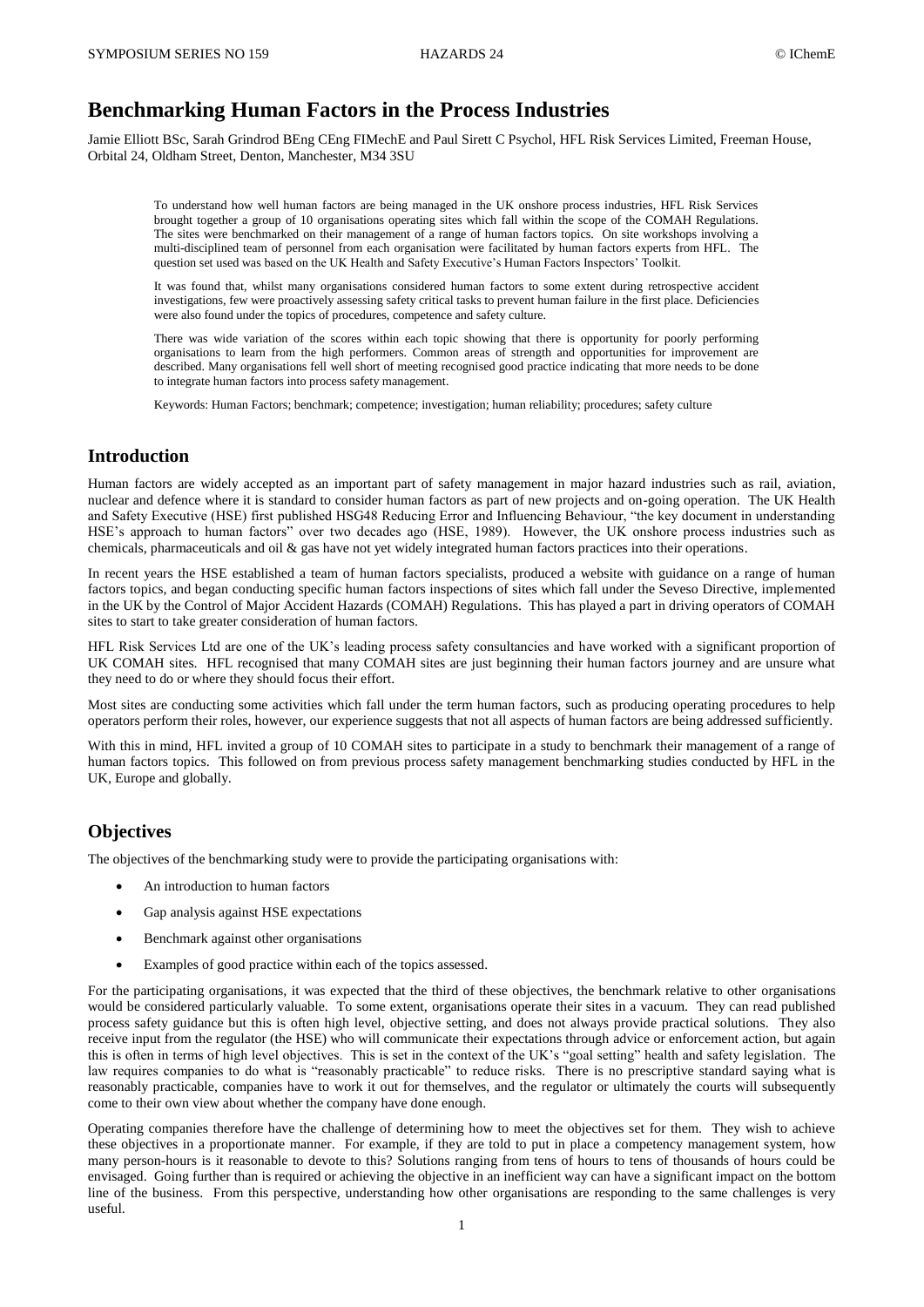# Benchmarking Human Factors in the Process Industries

Jamie Elliott BSc, Sarah Grindrod BEng CEng FIMechE and Paul Sirett C Psychol, HFL Risk Services Limited, Freeman House, Orbital 24, Oldham Street, Denton, Manchester, M34 3SU

> To understand how well human factors are being managed in the UK onshore process industries, HFL Risk Services brought together a group of 10 organisations operating sites which fall within the scope of the COMAH Regulations. The sites were benchmarked on their management of a range of human factors topics. On site workshops involving a multi-disciplined team of personnel from each organisation were facilitated by human factors experts from HFL. The question set used was based on the UK Health and Safety Executive's Human Factors Inspectors' Toolkit.
>
> It was found that, whilst many organisations considered human factors to some extent during retrospective accident investigations, few were proactively assessing safety critical tasks to prevent human failure in the first place. Deficiencies were also found under the topics of procedures, competence and safety culture.
>
> There was wide variation of the scores within each topic showing that there is opportunity for poorly performing organisations to learn from the high performers. Common areas of strength and opportunities for improvement are described. Many organisations fell well short of meeting recognised good practice indicating that more needs to be done to integrate human factors into process safety management.
>
> Keywords: Human Factors; benchmark; competence; investigation; human reliability; procedures; safety culture

## Introduction

Human factors are widely accepted as an important part of safety management in major hazard industries such as rail, aviation, nuclear and defence where it is standard to consider human factors as part of new projects and on-going operation. The UK Health and Safety Executive (HSE) first published HSG48 Reducing Error and Influencing Behaviour, "the key document in understanding HSE's approach to human factors" over two decades ago (HSE, 1989). However, the UK onshore process industries such as chemicals, pharmaceuticals and oil & gas have not yet widely integrated human factors practices into their operations.

In recent years the HSE established a team of human factors specialists, produced a website with guidance on a range of human factors topics, and began conducting specific human factors inspections of sites which fall under the Seveso Directive, implemented in the UK by the Control of Major Accident Hazards (COMAH) Regulations. This has played a part in driving operators of COMAH sites to start to take greater consideration of human factors.

HFL Risk Services Ltd are one of the UK's leading process safety consultancies and have worked with a significant proportion of UK COMAH sites. HFL recognised that many COMAH sites are just beginning their human factors journey and are unsure what they need to do or where they should focus their effort.

Most sites are conducting some activities which fall under the term human factors, such as producing operating procedures to help operators perform their roles, however, our experience suggests that not all aspects of human factors are being addressed sufficiently.

With this in mind, HFL invited a group of 10 COMAH sites to participate in a study to benchmark their management of a range of human factors topics. This followed on from previous process safety management benchmarking studies conducted by HFL in the UK, Europe and globally.

## Objectives

The objectives of the benchmarking study were to provide the participating organisations with:

- An introduction to human factors
- Gap analysis against HSE expectations
- Benchmark against other organisations
- Examples of good practice within each of the topics assessed.

For the participating organisations, it was expected that the third of these objectives, the benchmark relative to other organisations would be considered particularly valuable. To some extent, organisations operate their sites in a vacuum. They can read published process safety guidance but this is often high level, objective setting, and does not always provide practical solutions. They also receive input from the regulator (the HSE) who will communicate their expectations through advice or enforcement action, but again this is often in terms of high level objectives. This is set in the context of the UK's "goal setting" health and safety legislation. The law requires companies to do what is "reasonably practicable" to reduce risks. There is no prescriptive standard saying what is reasonably practicable, companies have to work it out for themselves, and the regulator or ultimately the courts will subsequently come to their own view about whether the company have done enough.

Operating companies therefore have the challenge of determining how to meet the objectives set for them. They wish to achieve these objectives in a proportionate manner. For example, if they are told to put in place a competency management system, how many person-hours is it reasonable to devote to this? Solutions ranging from tens of hours to tens of thousands of hours could be envisaged. Going further than is required or achieving the objective in an inefficient way can have a significant impact on the bottom line of the business. From this perspective, understanding how other organisations are responding to the same challenges is very useful.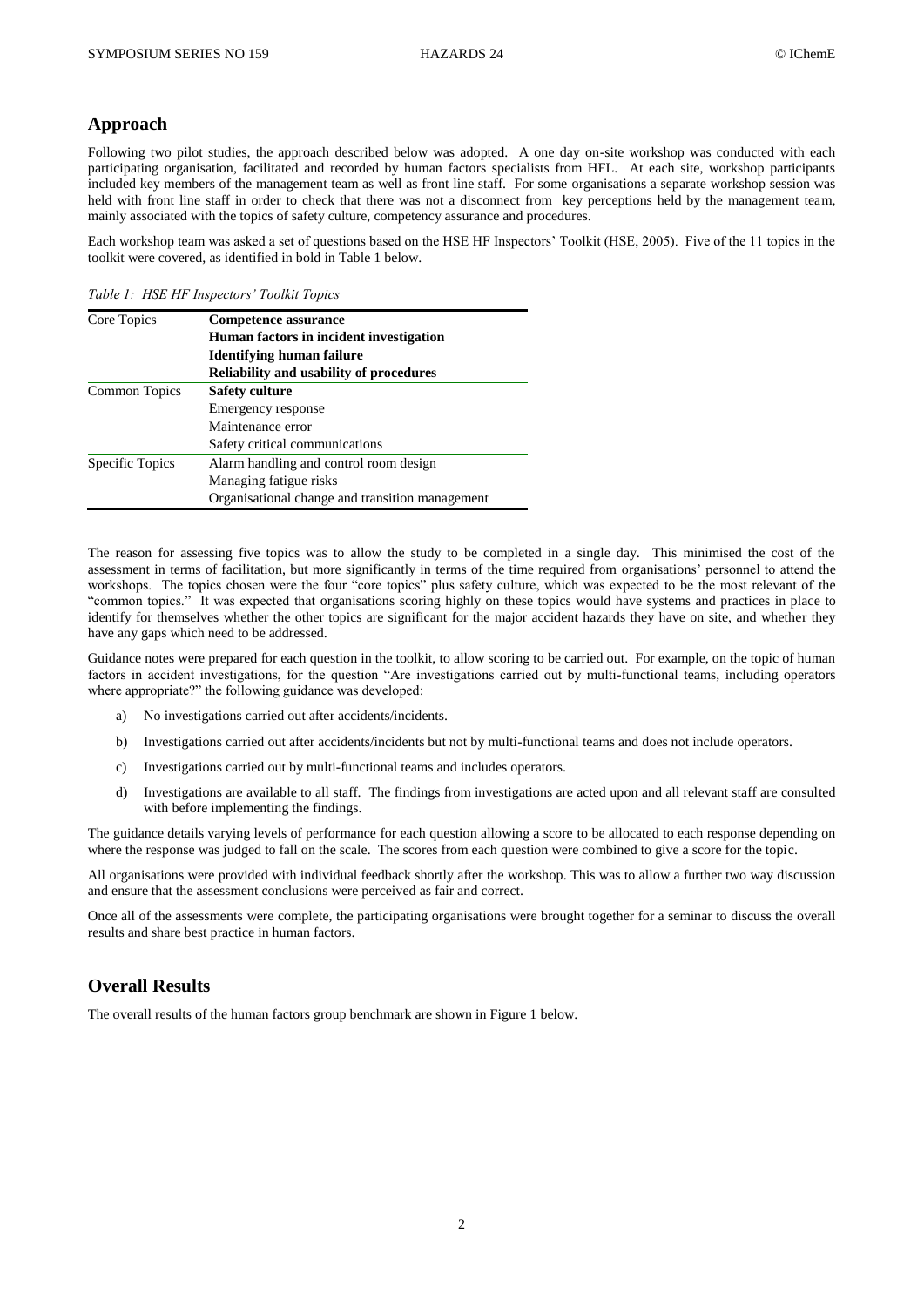## Approach

Following two pilot studies, the approach described below was adopted. A one day on-site workshop was conducted with each participating organisation, facilitated and recorded by human factors specialists from HFL. At each site, workshop participants included key members of the management team as well as front line staff. For some organisations a separate workshop session was held with front line staff in order to check that there was not a disconnect from key perceptions held by the management team, mainly associated with the topics of safety culture, competency assurance and procedures.

Each workshop team was asked a set of questions based on the HSE HF Inspectors' Toolkit (HSE, 2005). Five of the 11 topics in the toolkit were covered, as identified in bold in Table 1 below.

*Table 1: HSE HF Inspectors' Toolkit Topics*

| | |
|---|---|
| Core Topics | **Competence assurance** |
| | **Human factors in incident investigation** |
| | **Identifying human failure** |
| | **Reliability and usability of procedures** |
| Common Topics | **Safety culture** |
| | Emergency response |
| | Maintenance error |
| | Safety critical communications |
| Specific Topics | Alarm handling and control room design |
| | Managing fatigue risks |
| | Organisational change and transition management |

The reason for assessing five topics was to allow the study to be completed in a single day. This minimised the cost of the assessment in terms of facilitation, but more significantly in terms of the time required from organisations' personnel to attend the workshops. The topics chosen were the four "core topics" plus safety culture, which was expected to be the most relevant of the "common topics." It was expected that organisations scoring highly on these topics would have systems and practices in place to identify for themselves whether the other topics are significant for the major accident hazards they have on site, and whether they have any gaps which need to be addressed.

Guidance notes were prepared for each question in the toolkit, to allow scoring to be carried out. For example, on the topic of human factors in accident investigations, for the question "Are investigations carried out by multi-functional teams, including operators where appropriate?" the following guidance was developed:

a) No investigations carried out after accidents/incidents.

b) Investigations carried out after accidents/incidents but not by multi-functional teams and does not include operators.

c) Investigations carried out by multi-functional teams and includes operators.

d) Investigations are available to all staff. The findings from investigations are acted upon and all relevant staff are consulted with before implementing the findings.

The guidance details varying levels of performance for each question allowing a score to be allocated to each response depending on where the response was judged to fall on the scale. The scores from each question were combined to give a score for the topic.

All organisations were provided with individual feedback shortly after the workshop. This was to allow a further two way discussion and ensure that the assessment conclusions were perceived as fair and correct.

Once all of the assessments were complete, the participating organisations were brought together for a seminar to discuss the overall results and share best practice in human factors.

## Overall Results

The overall results of the human factors group benchmark are shown in Figure 1 below.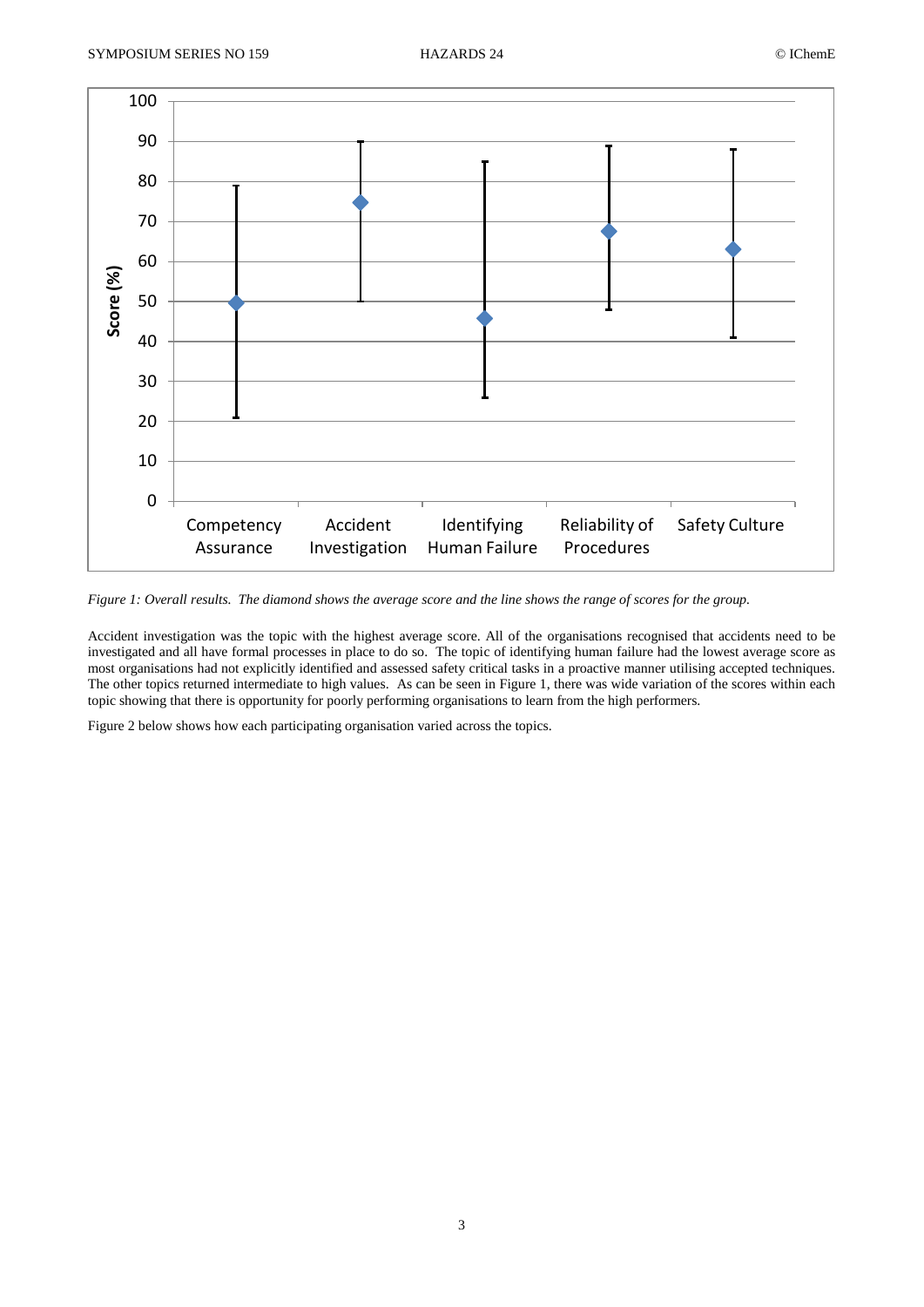*Figure 1: Overall results. The diamond shows the average score and the line shows the range of scores for the group.*

Accident investigation was the topic with the highest average score. All of the organisations recognised that accidents need to be investigated and all have formal processes in place to do so. The topic of identifying human failure had the lowest average score as most organisations had not explicitly identified and assessed safety critical tasks in a proactive manner utilising accepted techniques. The other topics returned intermediate to high values. As can be seen in Figure 1, there was wide variation of the scores within each topic showing that there is opportunity for poorly performing organisations to learn from the high performers.

Figure 2 below shows how each participating organisation varied across the topics.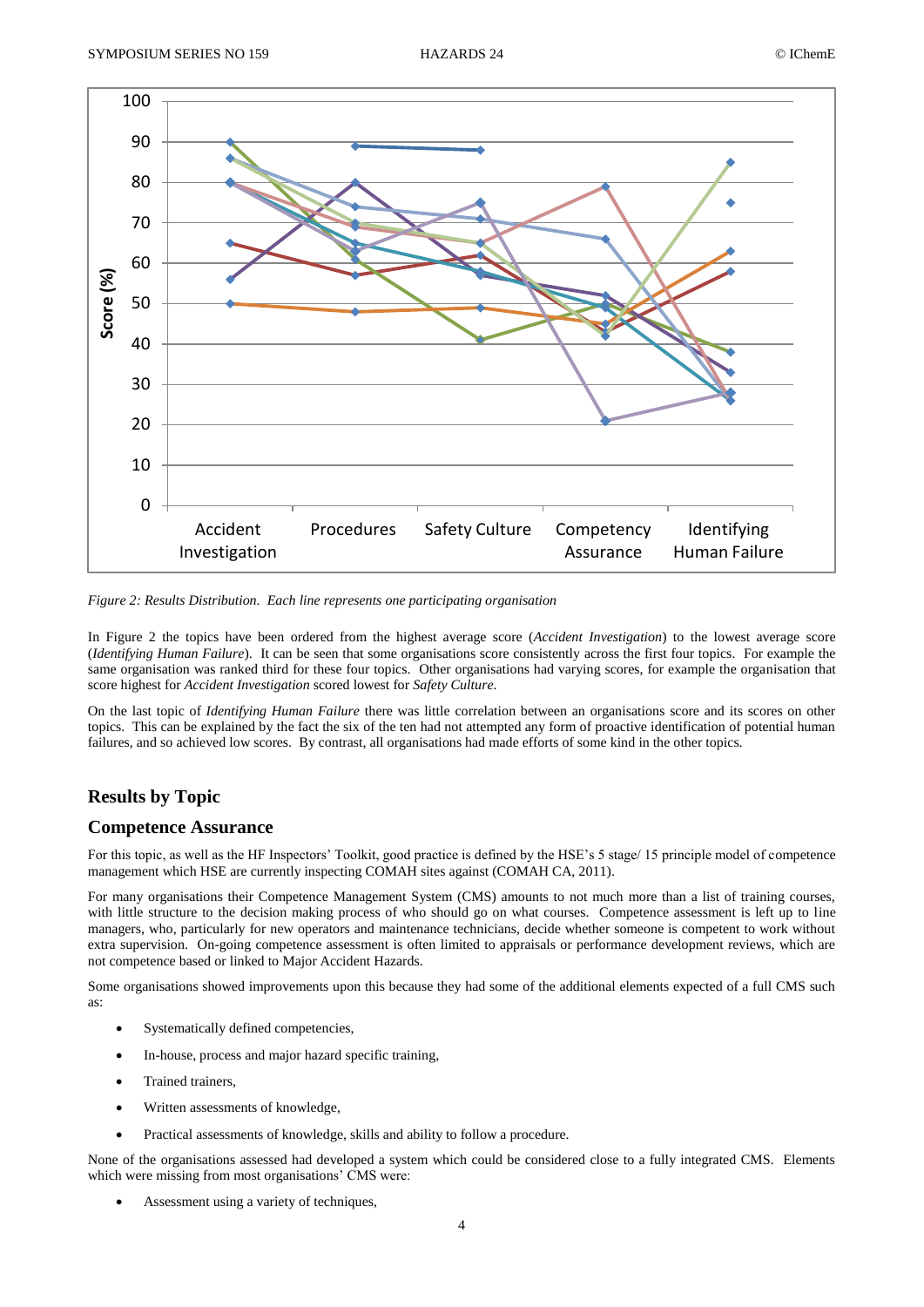*Figure 2: Results Distribution. Each line represents one participating organisation*

In Figure 2 the topics have been ordered from the highest average score (*Accident Investigation*) to the lowest average score (*Identifying Human Failure*). It can be seen that some organisations score consistently across the first four topics. For example the same organisation was ranked third for these four topics. Other organisations had varying scores, for example the organisation that score highest for *Accident Investigation* scored lowest for *Safety Culture*.

On the last topic of *Identifying Human Failure* there was little correlation between an organisations score and its scores on other topics. This can be explained by the fact the six of the ten had not attempted any form of proactive identification of potential human failures, and so achieved low scores. By contrast, all organisations had made efforts of some kind in the other topics.

## Results by Topic

## Competence Assurance

For this topic, as well as the HF Inspectors' Toolkit, good practice is defined by the HSE's 5 stage/ 15 principle model of competence management which HSE are currently inspecting COMAH sites against (COMAH CA, 2011).

For many organisations their Competence Management System (CMS) amounts to not much more than a list of training courses, with little structure to the decision making process of who should go on what courses. Competence assessment is left up to line managers, who, particularly for new operators and maintenance technicians, decide whether someone is competent to work without extra supervision. On-going competence assessment is often limited to appraisals or performance development reviews, which are not competence based or linked to Major Accident Hazards.

Some organisations showed improvements upon this because they had some of the additional elements expected of a full CMS such as:

- Systematically defined competencies,
- In-house, process and major hazard specific training,
- Trained trainers,
- Written assessments of knowledge,
- Practical assessments of knowledge, skills and ability to follow a procedure.

None of the organisations assessed had developed a system which could be considered close to a fully integrated CMS. Elements which were missing from most organisations' CMS were:

- Assessment using a variety of techniques,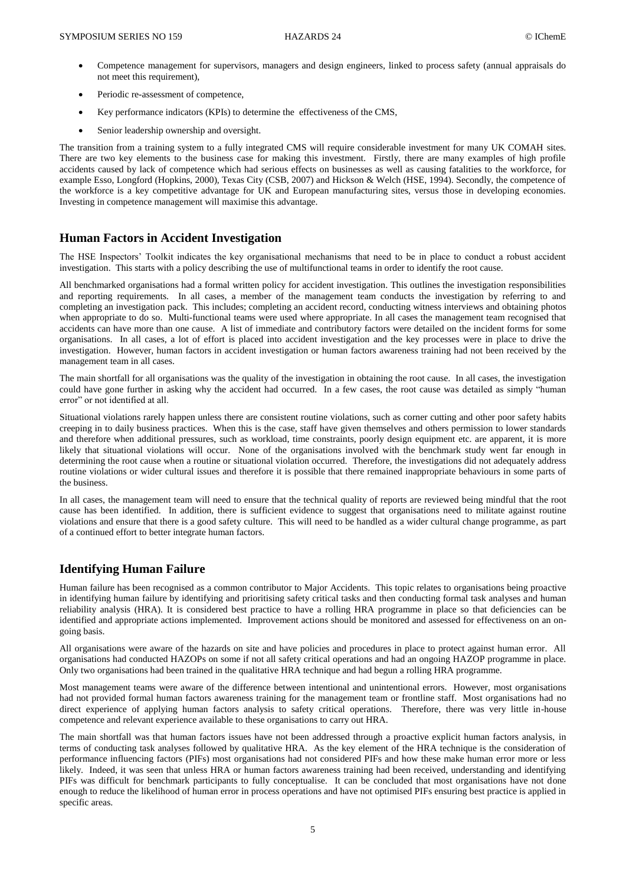- Competence management for supervisors, managers and design engineers, linked to process safety (annual appraisals do not meet this requirement),
- Periodic re-assessment of competence,
- Key performance indicators (KPIs) to determine the effectiveness of the CMS,
- Senior leadership ownership and oversight.

The transition from a training system to a fully integrated CMS will require considerable investment for many UK COMAH sites. There are two key elements to the business case for making this investment. Firstly, there are many examples of high profile accidents caused by lack of competence which had serious effects on businesses as well as causing fatalities to the workforce, for example Esso, Longford (Hopkins, 2000), Texas City (CSB, 2007) and Hickson & Welch (HSE, 1994). Secondly, the competence of the workforce is a key competitive advantage for UK and European manufacturing sites, versus those in developing economies. Investing in competence management will maximise this advantage.

## Human Factors in Accident Investigation

The HSE Inspectors' Toolkit indicates the key organisational mechanisms that need to be in place to conduct a robust accident investigation. This starts with a policy describing the use of multifunctional teams in order to identify the root cause.

All benchmarked organisations had a formal written policy for accident investigation. This outlines the investigation responsibilities and reporting requirements. In all cases, a member of the management team conducts the investigation by referring to and completing an investigation pack. This includes; completing an accident record, conducting witness interviews and obtaining photos when appropriate to do so. Multi-functional teams were used where appropriate. In all cases the management team recognised that accidents can have more than one cause. A list of immediate and contributory factors were detailed on the incident forms for some organisations. In all cases, a lot of effort is placed into accident investigation and the key processes were in place to drive the investigation. However, human factors in accident investigation or human factors awareness training had not been received by the management team in all cases.

The main shortfall for all organisations was the quality of the investigation in obtaining the root cause. In all cases, the investigation could have gone further in asking why the accident had occurred. In a few cases, the root cause was detailed as simply "human error" or not identified at all.

Situational violations rarely happen unless there are consistent routine violations, such as corner cutting and other poor safety habits creeping in to daily business practices. When this is the case, staff have given themselves and others permission to lower standards and therefore when additional pressures, such as workload, time constraints, poorly design equipment etc. are apparent, it is more likely that situational violations will occur. None of the organisations involved with the benchmark study went far enough in determining the root cause when a routine or situational violation occurred. Therefore, the investigations did not adequately address routine violations or wider cultural issues and therefore it is possible that there remained inappropriate behaviours in some parts of the business.

In all cases, the management team will need to ensure that the technical quality of reports are reviewed being mindful that the root cause has been identified. In addition, there is sufficient evidence to suggest that organisations need to militate against routine violations and ensure that there is a good safety culture. This will need to be handled as a wider cultural change programme, as part of a continued effort to better integrate human factors.

## Identifying Human Failure

Human failure has been recognised as a common contributor to Major Accidents. This topic relates to organisations being proactive in identifying human failure by identifying and prioritising safety critical tasks and then conducting formal task analyses and human reliability analysis (HRA). It is considered best practice to have a rolling HRA programme in place so that deficiencies can be identified and appropriate actions implemented. Improvement actions should be monitored and assessed for effectiveness on an on-going basis.

All organisations were aware of the hazards on site and have policies and procedures in place to protect against human error. All organisations had conducted HAZOPs on some if not all safety critical operations and had an ongoing HAZOP programme in place. Only two organisations had been trained in the qualitative HRA technique and had begun a rolling HRA programme.

Most management teams were aware of the difference between intentional and unintentional errors. However, most organisations had not provided formal human factors awareness training for the management team or frontline staff. Most organisations had no direct experience of applying human factors analysis to safety critical operations. Therefore, there was very little in-house competence and relevant experience available to these organisations to carry out HRA.

The main shortfall was that human factors issues have not been addressed through a proactive explicit human factors analysis, in terms of conducting task analyses followed by qualitative HRA. As the key element of the HRA technique is the consideration of performance influencing factors (PIFs) most organisations had not considered PIFs and how these make human error more or less likely. Indeed, it was seen that unless HRA or human factors awareness training had been received, understanding and identifying PIFs was difficult for benchmark participants to fully conceptualise. It can be concluded that most organisations have not done enough to reduce the likelihood of human error in process operations and have not optimised PIFs ensuring best practice is applied in specific areas.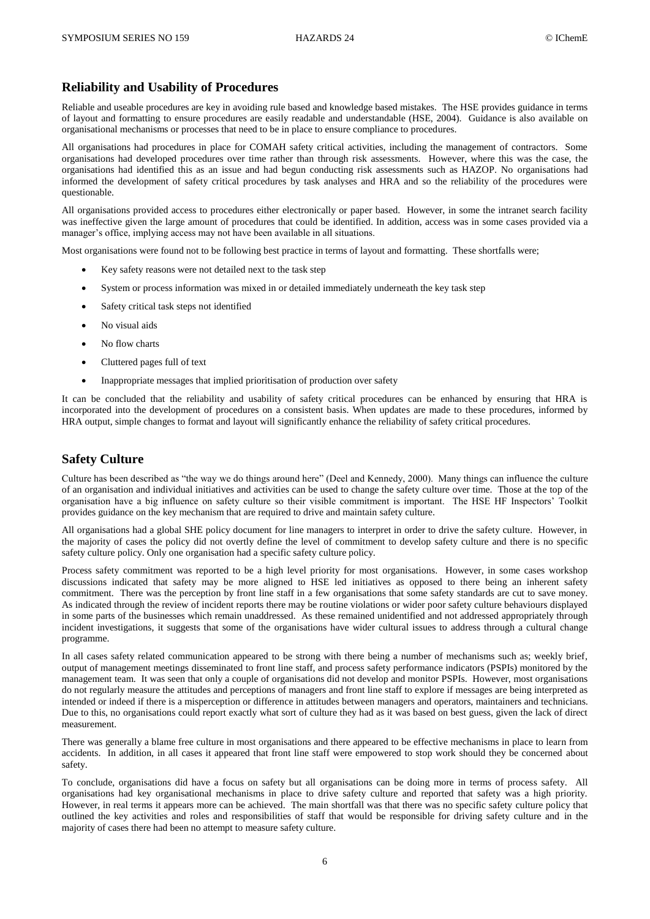## Reliability and Usability of Procedures

Reliable and useable procedures are key in avoiding rule based and knowledge based mistakes. The HSE provides guidance in terms of layout and formatting to ensure procedures are easily readable and understandable (HSE, 2004). Guidance is also available on organisational mechanisms or processes that need to be in place to ensure compliance to procedures.

All organisations had procedures in place for COMAH safety critical activities, including the management of contractors. Some organisations had developed procedures over time rather than through risk assessments. However, where this was the case, the organisations had identified this as an issue and had begun conducting risk assessments such as HAZOP. No organisations had informed the development of safety critical procedures by task analyses and HRA and so the reliability of the procedures were questionable.

All organisations provided access to procedures either electronically or paper based. However, in some the intranet search facility was ineffective given the large amount of procedures that could be identified. In addition, access was in some cases provided via a manager's office, implying access may not have been available in all situations.

Most organisations were found not to be following best practice in terms of layout and formatting. These shortfalls were;

- Key safety reasons were not detailed next to the task step
- System or process information was mixed in or detailed immediately underneath the key task step
- Safety critical task steps not identified
- No visual aids
- No flow charts
- Cluttered pages full of text
- Inappropriate messages that implied prioritisation of production over safety

It can be concluded that the reliability and usability of safety critical procedures can be enhanced by ensuring that HRA is incorporated into the development of procedures on a consistent basis. When updates are made to these procedures, informed by HRA output, simple changes to format and layout will significantly enhance the reliability of safety critical procedures.

## Safety Culture

Culture has been described as "the way we do things around here" (Deel and Kennedy, 2000). Many things can influence the culture of an organisation and individual initiatives and activities can be used to change the safety culture over time. Those at the top of the organisation have a big influence on safety culture so their visible commitment is important. The HSE HF Inspectors' Toolkit provides guidance on the key mechanism that are required to drive and maintain safety culture.

All organisations had a global SHE policy document for line managers to interpret in order to drive the safety culture. However, in the majority of cases the policy did not overtly define the level of commitment to develop safety culture and there is no specific safety culture policy. Only one organisation had a specific safety culture policy.

Process safety commitment was reported to be a high level priority for most organisations. However, in some cases workshop discussions indicated that safety may be more aligned to HSE led initiatives as opposed to there being an inherent safety commitment. There was the perception by front line staff in a few organisations that some safety standards are cut to save money. As indicated through the review of incident reports there may be routine violations or wider poor safety culture behaviours displayed in some parts of the businesses which remain unaddressed. As these remained unidentified and not addressed appropriately through incident investigations, it suggests that some of the organisations have wider cultural issues to address through a cultural change programme.

In all cases safety related communication appeared to be strong with there being a number of mechanisms such as; weekly brief, output of management meetings disseminated to front line staff, and process safety performance indicators (PSPIs) monitored by the management team. It was seen that only a couple of organisations did not develop and monitor PSPIs. However, most organisations do not regularly measure the attitudes and perceptions of managers and front line staff to explore if messages are being interpreted as intended or indeed if there is a misperception or difference in attitudes between managers and operators, maintainers and technicians. Due to this, no organisations could report exactly what sort of culture they had as it was based on best guess, given the lack of direct measurement.

There was generally a blame free culture in most organisations and there appeared to be effective mechanisms in place to learn from accidents. In addition, in all cases it appeared that front line staff were empowered to stop work should they be concerned about safety.

To conclude, organisations did have a focus on safety but all organisations can be doing more in terms of process safety. All organisations had key organisational mechanisms in place to drive safety culture and reported that safety was a high priority. However, in real terms it appears more can be achieved. The main shortfall was that there was no specific safety culture policy that outlined the key activities and roles and responsibilities of staff that would be responsible for driving safety culture and in the majority of cases there had been no attempt to measure safety culture.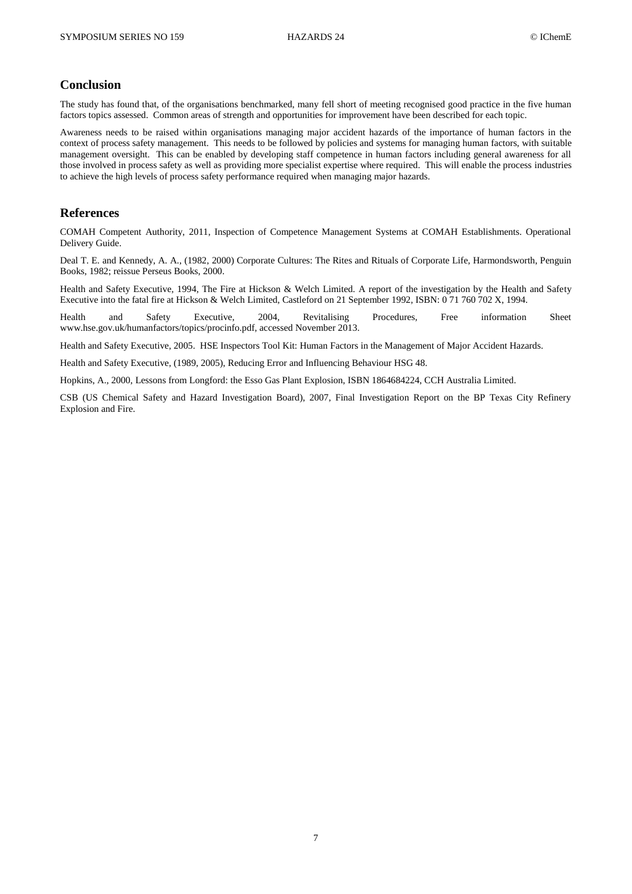## Conclusion

The study has found that, of the organisations benchmarked, many fell short of meeting recognised good practice in the five human factors topics assessed. Common areas of strength and opportunities for improvement have been described for each topic.

Awareness needs to be raised within organisations managing major accident hazards of the importance of human factors in the context of process safety management. This needs to be followed by policies and systems for managing human factors, with suitable management oversight. This can be enabled by developing staff competence in human factors including general awareness for all those involved in process safety as well as providing more specialist expertise where required. This will enable the process industries to achieve the high levels of process safety performance required when managing major hazards.

## References

COMAH Competent Authority, 2011, Inspection of Competence Management Systems at COMAH Establishments. Operational Delivery Guide.

Deal T. E. and Kennedy, A. A., (1982, 2000) Corporate Cultures: The Rites and Rituals of Corporate Life, Harmondsworth, Penguin Books, 1982; reissue Perseus Books, 2000.

Health and Safety Executive, 1994, The Fire at Hickson & Welch Limited. A report of the investigation by the Health and Safety Executive into the fatal fire at Hickson & Welch Limited, Castleford on 21 September 1992, ISBN: 0 71 760 702 X, 1994.

Health and Safety Executive, 2004, Revitalising Procedures, Free information Sheet www.hse.gov.uk/humanfactors/topics/procinfo.pdf, accessed November 2013.

Health and Safety Executive, 2005. HSE Inspectors Tool Kit: Human Factors in the Management of Major Accident Hazards.

Health and Safety Executive, (1989, 2005), Reducing Error and Influencing Behaviour HSG 48.

Hopkins, A., 2000, Lessons from Longford: the Esso Gas Plant Explosion, ISBN 1864684224, CCH Australia Limited.

CSB (US Chemical Safety and Hazard Investigation Board), 2007, Final Investigation Report on the BP Texas City Refinery Explosion and Fire.